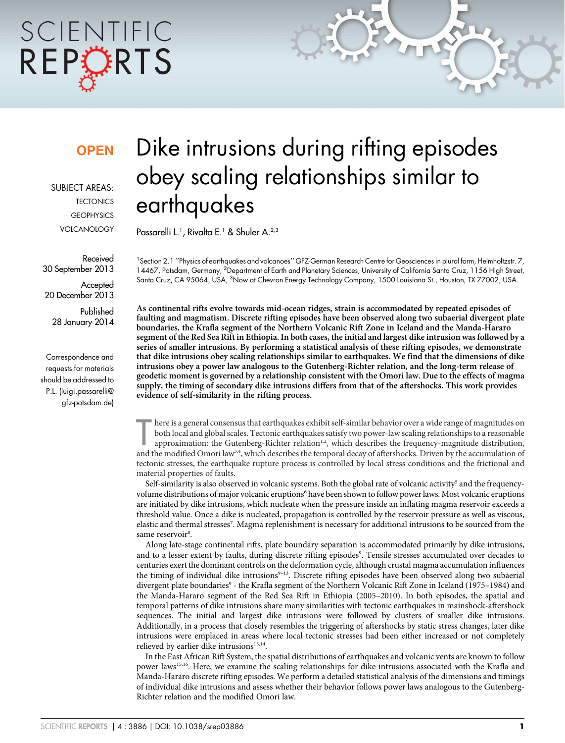OPEN

SUBJECT AREAS:
TECTONICS
GEOPHYSICS
VOLCANOLOGY

Received
30 September 2013

Accepted
20 December 2013

Published
28 January 2014

Correspondence and requests for materials should be addressed to P.L. (luigi.passarelli@gfz-potsdam.de)

# Dike intrusions during rifting episodes obey scaling relationships similar to earthquakes

Passarelli L.[1], Rivalta E.[1] & Shuler A.[2,3]

[1]Section 2.1 ''Physics of earthquakes and volcanoes'' GFZ-German Research Centre for Geosciences in plural form, Helmholtzstr. 7, 14467, Potsdam, Germany, [2]Department of Earth and Planetary Sciences, University of California Santa Cruz, 1156 High Street, Santa Cruz, CA 95064, USA, [3]Now at Chevron Energy Technology Company, 1500 Louisiana St., Houston, TX 77002, USA.

**As continental rifts evolve towards mid-ocean ridges, strain is accommodated by repeated episodes of faulting and magmatism. Discrete rifting episodes have been observed along two subaerial divergent plate boundaries, the Krafla segment of the Northern Volcanic Rift Zone in Iceland and the Manda-Hararo segment of the Red Sea Rift in Ethiopia. In both cases, the initial and largest dike intrusion was followed by a series of smaller intrusions. By performing a statistical analysis of these rifting episodes, we demonstrate that dike intrusions obey scaling relationships similar to earthquakes. We find that the dimensions of dike intrusions obey a power law analogous to the Gutenberg-Richter relation, and the long-term release of geodetic moment is governed by a relationship consistent with the Omori law. Due to the effects of magma supply, the timing of secondary dike intrusions differs from that of the aftershocks. This work provides evidence of self-similarity in the rifting process.**

There is a general consensus that earthquakes exhibit self-similar behavior over a wide range of magnitudes on both local and global scales. Tectonic earthquakes satisfy two power-law scaling relationships to a reasonable approximation: the Gutenberg-Richter relation[1,2], which describes the frequency-magnitude distribution, and the modified Omori law[3,4], which describes the temporal decay of aftershocks. Driven by the accumulation of tectonic stresses, the earthquake rupture process is controlled by local stress conditions and the frictional and material properties of faults.

Self-similarity is also observed in volcanic systems. Both the global rate of volcanic activity[5] and the frequency-volume distributions of major volcanic eruptions[6] have been shown to follow power laws. Most volcanic eruptions are initiated by dike intrusions, which nucleate when the pressure inside an inflating magma reservoir exceeds a threshold value. Once a dike is nucleated, propagation is controlled by the reservoir pressure as well as viscous, elastic and thermal stresses[7]. Magma replenishment is necessary for additional intrusions to be sourced from the same reservoir[8].

Along late-stage continental rifts, plate boundary separation is accommodated primarily by dike intrusions, and to a lesser extent by faults, during discrete rifting episodes[9]. Tensile stresses accumulated over decades to centuries exert the dominant controls on the deformation cycle, although crustal magma accumulation influences the timing of individual dike intrusions[9–13]. Discrete rifting episodes have been observed along two subaerial divergent plate boundaries[9] - the Krafla segment of the Northern Volcanic Rift Zone in Iceland (1975–1984) and the Manda-Hararo segment of the Red Sea Rift in Ethiopia (2005–2010). In both episodes, the spatial and temporal patterns of dike intrusions share many similarities with tectonic earthquakes in mainshock-aftershock sequences. The initial and largest dike intrusions were followed by clusters of smaller dike intrusions. Additionally, in a process that closely resembles the triggering of aftershocks by static stress changes, later dike intrusions were emplaced in areas where local tectonic stresses had been either increased or not completely relieved by earlier dike intrusions[13,14].

In the East African Rift System, the spatial distributions of earthquakes and volcanic vents are known to follow power laws[15,16]. Here, we examine the scaling relationships for dike intrusions associated with the Krafla and Manda-Hararo discrete rifting episodes. We perform a detailed statistical analysis of the dimensions and timings of individual dike intrusions and assess whether their behavior follows power laws analogous to the Gutenberg-Richter relation and the modified Omori law.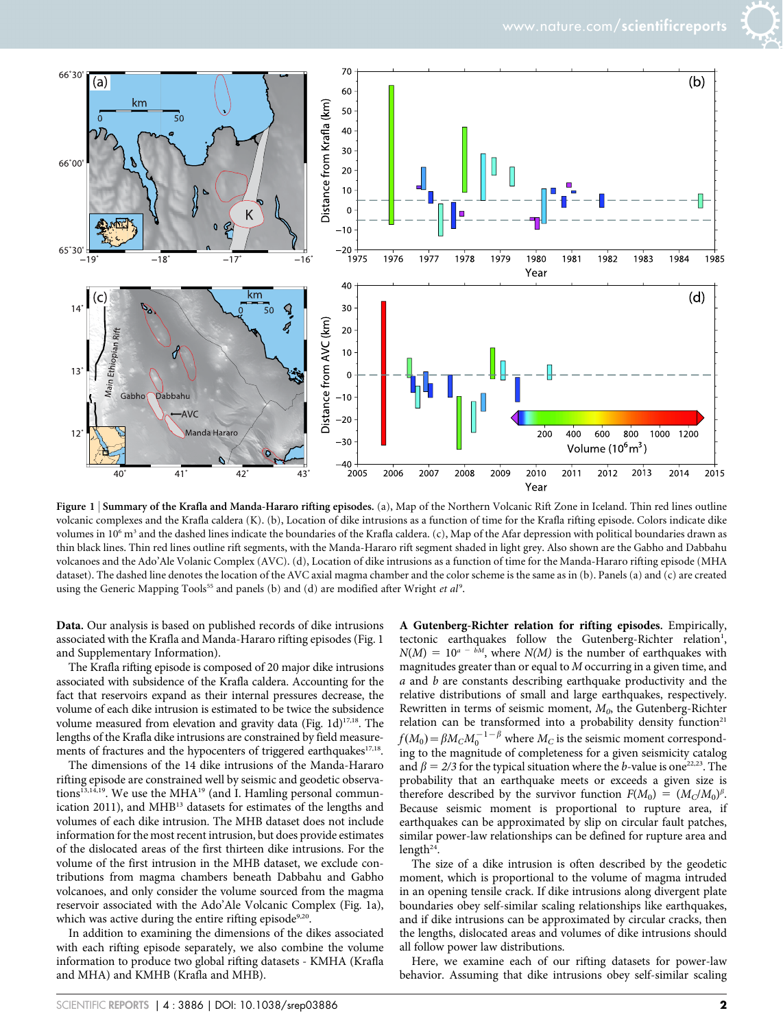**Figure 1** | **Summary of the Krafla and Manda-Hararo rifting episodes.** (a), Map of the Northern Volcanic Rift Zone in Iceland. Thin red lines outline volcanic complexes and the Krafla caldera (K). (b), Location of dike intrusions as a function of time for the Krafla rifting episode. Colors indicate dike volumes in $10^6$ m$^3$ and the dashed lines indicate the boundaries of the Krafla caldera. (c), Map of the Afar depression with political boundaries drawn as thin black lines. Thin red lines outline rift segments, with the Manda-Hararo rift segment shaded in light grey. Also shown are the Gabho and Dabbahu volcanoes and the Ado'Ale Volanic Complex (AVC). (d), Location of dike intrusions as a function of time for the Manda-Hararo rifting episode (MHA dataset). The dashed line denotes the location of the AVC axial magma chamber and the color scheme is the same as in (b). Panels (a) and (c) are created using the Generic Mapping Tools[55] and panels (b) and (d) are modified after Wright *et al*[9].

**Data.** Our analysis is based on published records of dike intrusions associated with the Krafla and Manda-Hararo rifting episodes (Fig. 1 and Supplementary Information).

The Krafla rifting episode is composed of 20 major dike intrusions associated with subsidence of the Krafla caldera. Accounting for the fact that reservoirs expand as their internal pressures decrease, the volume of each dike intrusion is estimated to be twice the subsidence volume measured from elevation and gravity data (Fig. 1d)[17,18]. The lengths of the Krafla dike intrusions are constrained by field measurements of fractures and the hypocenters of triggered earthquakes[17,18].

The dimensions of the 14 dike intrusions of the Manda-Hararo rifting episode are constrained well by seismic and geodetic observations[13,14,19]. We use the MHA[19] (and I. Hamling personal communication 2011), and MHB[13] datasets for estimates of the lengths and volumes of each dike intrusion. The MHB dataset does not include information for the most recent intrusion, but does provide estimates of the dislocated areas of the first thirteen dike intrusions. For the volume of the first intrusion in the MHB dataset, we exclude contributions from the magma chambers beneath Dabbahu and Gabho volcanoes, and only consider the volume sourced from the magma reservoir associated with the Ado'Ale Volcanic Complex (Fig. 1a), which was active during the entire rifting episode[9,20].

In addition to examining the dimensions of the dikes associated with each rifting episode separately, we also combine the volume information to produce two global rifting datasets - KMHA (Krafla and MHA) and KMHB (Krafla and MHB).

**A Gutenberg-Richter relation for rifting episodes.** Empirically, tectonic earthquakes follow the Gutenberg-Richter relation[1], $N(M) = 10^{a-bM}$, where $N(M)$ is the number of earthquakes with magnitudes greater than or equal to $M$ occurring in a given time, and $a$ and $b$ are constants describing earthquake productivity and the relative distributions of small and large earthquakes, respectively. Rewritten in terms of seismic moment, $M_0$, the Gutenberg-Richter relation can be transformed into a probability density function[21] $f(M_0) = \beta M_C M_0^{-1-\beta}$ where $M_C$ is the seismic moment corresponding to the magnitude of completeness for a given seismicity catalog and $\beta = 2/3$ for the typical situation where the $b$-value is one[22,23]. The probability that an earthquake meets or exceeds a given size is therefore described by the survivor function $F(M_0) = (M_C/M_0)^\beta$. Because seismic moment is proportional to rupture area, if earthquakes can be approximated by slip on circular fault patches, similar power-law relationships can be defined for rupture area and length[24].

The size of a dike intrusion is often described by the geodetic moment, which is proportional to the volume of magma intruded in an opening tensile crack. If dike intrusions along divergent plate boundaries obey self-similar scaling relationships like earthquakes, and if dike intrusions can be approximated by circular cracks, then the lengths, dislocated areas and volumes of dike intrusions should all follow power law distributions.

Here, we examine each of our rifting datasets for power-law behavior. Assuming that dike intrusions obey self-similar scaling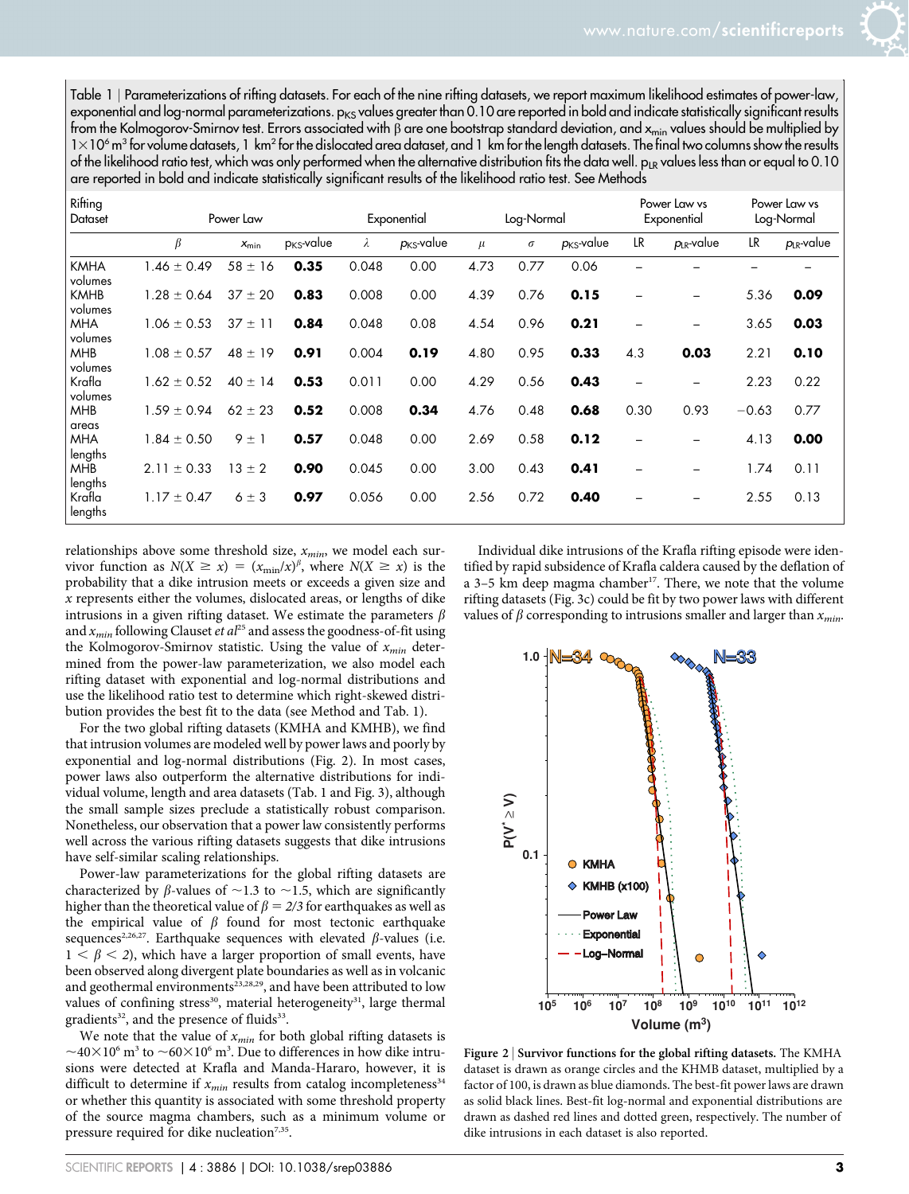Table 1 | Parameterizations of rifting datasets. For each of the nine rifting datasets, we report maximum likelihood estimates of power-law, exponential and log-normal parameterizations. $p_{KS}$ values greater than 0.10 are reported in bold and indicate statistically significant results from the Kolmogorov-Smirnov test. Errors associated with β are one bootstrap standard deviation, and $x_{min}$ values should be multiplied by $1\times10^6$ m³ for volume datasets, 1 km² for the dislocated area dataset, and 1 km for the length datasets. The final two columns show the results of the likelihood ratio test, which was only performed when the alternative distribution fits the data well. $p_{LR}$ values less than or equal to 0.10 are reported in bold and indicate statistically significant results of the likelihood ratio test. See Methods

| Rifting Dataset | Power Law | | | Exponential | | Log-Normal | | | Power Law vs Exponential | | Power Law vs Log-Normal | |
|---|---|---|---|---|---|---|---|---|---|---|---|---|
| | $\beta$ | $x_{min}$ | $p_{KS}$-value | $\lambda$ | $p_{KS}$-value | $\mu$ | $\sigma$ | $p_{KS}$-value | LR | $p_{LR}$-value | LR | $p_{LR}$-value |
| KMHA volumes | 1.46 ± 0.49 | 58 ± 16 | **0.35** | 0.048 | 0.00 | 4.73 | 0.77 | 0.06 | – | – | – | – |
| KMHB volumes | 1.28 ± 0.64 | 37 ± 20 | **0.83** | 0.008 | 0.00 | 4.39 | 0.76 | **0.15** | – | – | 5.36 | **0.09** |
| MHA volumes | 1.06 ± 0.53 | 37 ± 11 | **0.84** | 0.048 | 0.08 | 4.54 | 0.96 | **0.21** | – | – | 3.65 | **0.03** |
| MHB volumes | 1.08 ± 0.57 | 48 ± 19 | **0.91** | 0.004 | **0.19** | 4.80 | 0.95 | **0.33** | 4.3 | **0.03** | 2.21 | **0.10** |
| Krafla volumes | 1.62 ± 0.52 | 40 ± 14 | **0.53** | 0.011 | 0.00 | 4.29 | 0.56 | **0.43** | – | – | 2.23 | 0.22 |
| MHB areas | 1.59 ± 0.94 | 62 ± 23 | **0.52** | 0.008 | **0.34** | 4.76 | 0.48 | **0.68** | 0.30 | 0.93 | −0.63 | 0.77 |
| MHA lengths | 1.84 ± 0.50 | 9 ± 1 | **0.57** | 0.048 | 0.00 | 2.69 | 0.58 | **0.12** | – | – | 4.13 | **0.00** |
| MHB lengths | 2.11 ± 0.33 | 13 ± 2 | **0.90** | 0.045 | 0.00 | 3.00 | 0.43 | **0.41** | – | – | 1.74 | 0.11 |
| Krafla lengths | 1.17 ± 0.47 | 6 ± 3 | **0.97** | 0.056 | 0.00 | 2.56 | 0.72 | **0.40** | – | – | 2.55 | 0.13 |

relationships above some threshold size, $x_{min}$, we model each survivor function as $N(X \geq x) = (x_{min}/x)^{\beta}$, where $N(X \geq x)$ is the probability that a dike intrusion meets or exceeds a given size and $x$ represents either the volumes, dislocated areas, or lengths of dike intrusions in a given rifting dataset. We estimate the parameters $\beta$ and $x_{min}$ following Clauset *et al*[25] and assess the goodness-of-fit using the Kolmogorov-Smirnov statistic. Using the value of $x_{min}$ determined from the power-law parameterization, we also model each rifting dataset with exponential and log-normal distributions and use the likelihood ratio test to determine which right-skewed distribution provides the best fit to the data (see Method and Tab. 1).

For the two global rifting datasets (KMHA and KMHB), we find that intrusion volumes are modeled well by power laws and poorly by exponential and log-normal distributions (Fig. 2). In most cases, power laws also outperform the alternative distributions for individual volume, length and area datasets (Tab. 1 and Fig. 3), although the small sample sizes preclude a statistically robust comparison. Nonetheless, our observation that a power law consistently performs well across the various rifting datasets suggests that dike intrusions have self-similar scaling relationships.

Power-law parameterizations for the global rifting datasets are characterized by $\beta$-values of ~1.3 to ~1.5, which are significantly higher than the theoretical value of $\beta = 2/3$ for earthquakes as well as the empirical value of $\beta$ found for most tectonic earthquake sequences[2,26,27]. Earthquake sequences with elevated $\beta$-values (i.e. $1 < \beta < 2$), which have a larger proportion of small events, have been observed along divergent plate boundaries as well as in volcanic and geothermal environments[23,28,29], and have been attributed to low values of confining stress[30], material heterogeneity[31], large thermal gradients[32], and the presence of fluids[33].

We note that the value of $x_{min}$ for both global rifting datasets is ~$40\times10^6$ m³ to ~$60\times10^6$ m³. Due to differences in how dike intrusions were detected at Krafla and Manda-Hararo, however, it is difficult to determine if $x_{min}$ results from catalog incompleteness[34] or whether this quantity is associated with some threshold property of the source magma chambers, such as a minimum volume or pressure required for dike nucleation[7,35].

Individual dike intrusions of the Krafla rifting episode were identified by rapid subsidence of Krafla caldera caused by the deflation of a 3–5 km deep magma chamber[17]. There, we note that the volume rifting datasets (Fig. 3c) could be fit by two power laws with different values of $\beta$ corresponding to intrusions smaller and larger than $x_{min}$.

**Figure 2 | Survivor functions for the global rifting datasets.** The KMHA dataset is drawn as orange circles and the KHMB dataset, multiplied by a factor of 100, is drawn as blue diamonds. The best-fit power laws are drawn as solid black lines. Best-fit log-normal and exponential distributions are drawn as dashed red lines and dotted green, respectively. The number of dike intrusions in each dataset is also reported.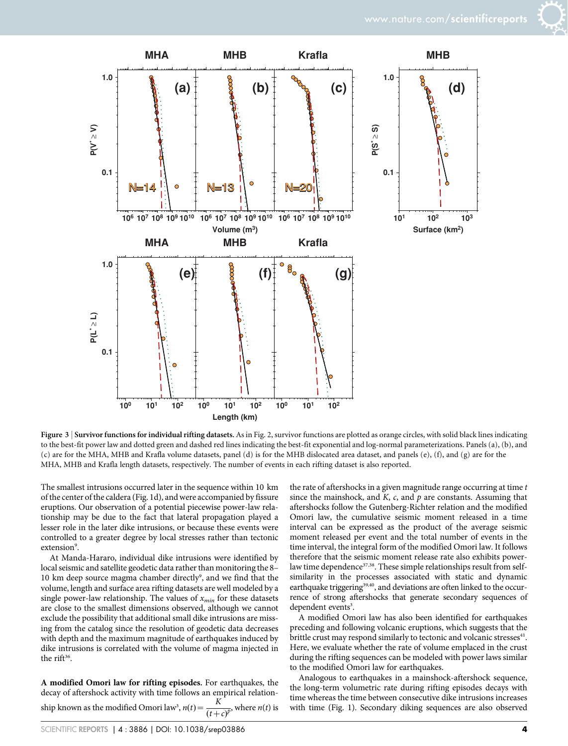**Figure 3 | Survivor functions for individual rifting datasets.** As in Fig. 2, survivor functions are plotted as orange circles, with solid black lines indicating to the best-fit power law and dotted green and dashed red lines indicating the best-fit exponential and log-normal parameterizations. Panels (a), (b), and (c) are for the MHA, MHB and Krafla volume datasets, panel (d) is for the MHB dislocated area dataset, and panels (e), (f), and (g) are for the MHA, MHB and Krafla length datasets, respectively. The number of events in each rifting dataset is also reported.

The smallest intrusions occurred later in the sequence within 10 km of the center of the caldera (Fig. 1d), and were accompanied by fissure eruptions. Our observation of a potential piecewise power-law relationship may be due to the fact that lateral propagation played a lesser role in the later dike intrusions, or because these events were controlled to a greater degree by local stresses rather than tectonic extension[9].

At Manda-Hararo, individual dike intrusions were identified by local seismic and satellite geodetic data rather than monitoring the 8–10 km deep source magma chamber directly[9], and we find that the volume, length and surface area rifting datasets are well modeled by a single power-law relationship. The values of $x_{min}$ for these datasets are close to the smallest dimensions observed, although we cannot exclude the possibility that additional small dike intrusions are missing from the catalog since the resolution of geodetic data decreases with depth and the maximum magnitude of earthquakes induced by dike intrusions is correlated with the volume of magma injected in the rift[36].

**A modified Omori law for rifting episodes.** For earthquakes, the decay of aftershock activity with time follows an empirical relationship known as the modified Omori law[3], $n(t) = \frac{K}{(t+c)^p}$, where $n(t)$ is the rate of aftershocks in a given magnitude range occurring at time $t$ since the mainshock, and $K$, $c$, and $p$ are constants. Assuming that aftershocks follow the Gutenberg-Richter relation and the modified Omori law, the cumulative seismic moment released in a time interval can be expressed as the product of the average seismic moment released per event and the total number of events in the time interval, the integral form of the modified Omori law. It follows therefore that the seismic moment release rate also exhibits power-law time dependence[37,38]. These simple relationships result from self-similarity in the processes associated with static and dynamic earthquake triggering[39,40], and deviations are often linked to the occurrence of strong aftershocks that generate secondary sequences of dependent events[3].

A modified Omori law has also been identified for earthquakes preceding and following volcanic eruptions, which suggests that the brittle crust may respond similarly to tectonic and volcanic stresses[41]. Here, we evaluate whether the rate of volume emplaced in the crust during the rifting sequences can be modeled with power laws similar to the modified Omori law for earthquakes.

Analogous to earthquakes in a mainshock-aftershock sequence, the long-term volumetric rate during rifting episodes decays with time whereas the time between consecutive dike intrusions increases with time (Fig. 1). Secondary diking sequences are also observed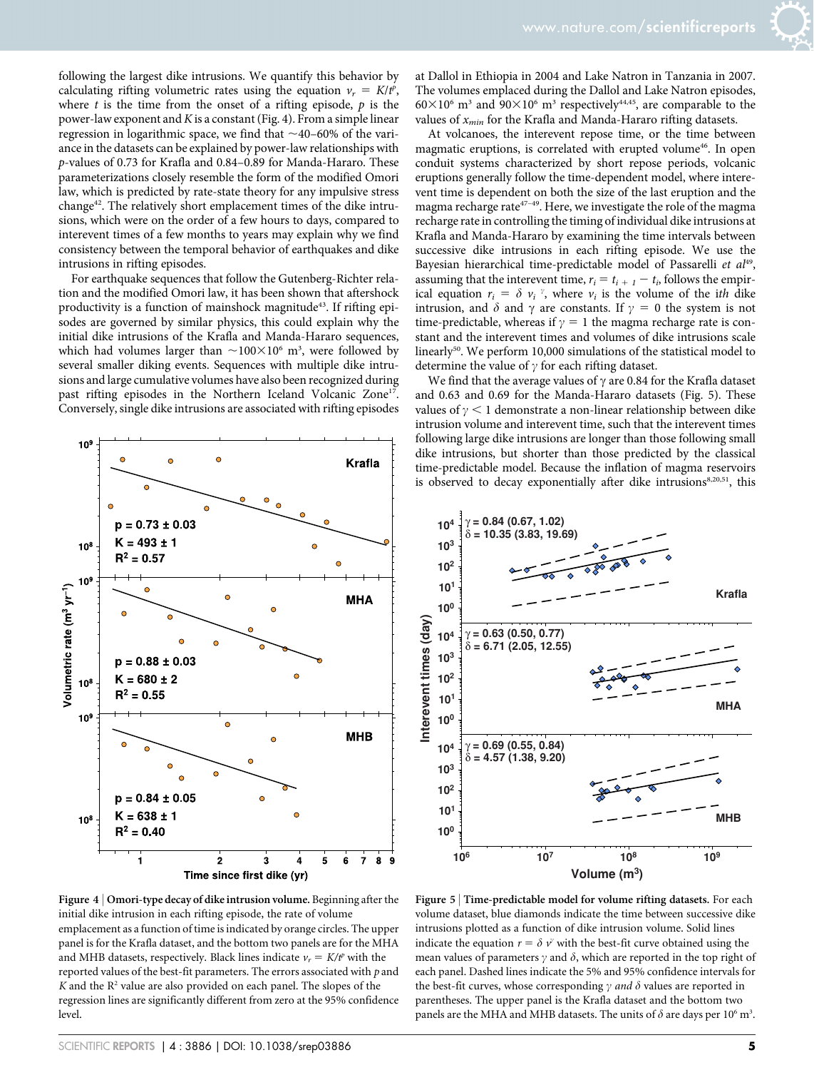following the largest dike intrusions. We quantify this behavior by calculating rifting volumetric rates using the equation $v_r = K/t^p$, where $t$ is the time from the onset of a rifting episode, $p$ is the power-law exponent and $K$ is a constant (Fig. 4). From a simple linear regression in logarithmic space, we find that ~40–60% of the variance in the datasets can be explained by power-law relationships with $p$-values of 0.73 for Krafla and 0.84–0.89 for Manda-Hararo. These parameterizations closely resemble the form of the modified Omori law, which is predicted by rate-state theory for any impulsive stress change[42]. The relatively short emplacement times of the dike intrusions, which were on the order of a few hours to days, compared to interevent times of a few months to years may explain why we find consistency between the temporal behavior of earthquakes and dike intrusions in rifting episodes.

For earthquake sequences that follow the Gutenberg-Richter relation and the modified Omori law, it has been shown that aftershock productivity is a function of mainshock magnitude[43]. If rifting episodes are governed by similar physics, this could explain why the initial dike intrusions of the Krafla and Manda-Hararo sequences, which had volumes larger than ~$100\times10^6$ m$^3$, were followed by several smaller diking events. Sequences with multiple dike intrusions and large cumulative volumes have also been recognized during past rifting episodes in the Northern Iceland Volcanic Zone[17]. Conversely, single dike intrusions are associated with rifting episodes at Dallol in Ethiopia in 2004 and Lake Natron in Tanzania in 2007. The volumes emplaced during the Dallol and Lake Natron episodes, $60\times10^6$ m$^3$ and $90\times10^6$ m$^3$ respectively[44,45], are comparable to the values of $x_{min}$ for the Krafla and Manda-Hararo rifting datasets.

At volcanoes, the interevent repose time, or the time between magmatic eruptions, is correlated with erupted volume[46]. In open conduit systems characterized by short repose periods, volcanic eruptions generally follow the time-dependent model, where interevent time is dependent on both the size of the last eruption and the magma recharge rate[47–49]. Here, we investigate the role of the magma recharge rate in controlling the timing of individual dike intrusions at Krafla and Manda-Hararo by examining the time intervals between successive dike intrusions in each rifting episode. We use the Bayesian hierarchical time-predictable model of Passarelli *et al*[49], assuming that the interevent time, $r_i = t_{i+1} - t_i$, follows the empirical equation $r_i = \delta\, v_i^{\gamma}$, where $v_i$ is the volume of the $i$th dike intrusion, and $\delta$ and $\gamma$ are constants. If $\gamma = 0$ the system is not time-predictable, whereas if $\gamma = 1$ the magma recharge rate is constant and the interevent times and volumes of dike intrusions scale linearly[50]. We perform 10,000 simulations of the statistical model to determine the value of $\gamma$ for each rifting dataset.

We find that the average values of $\gamma$ are 0.84 for the Krafla dataset and 0.63 and 0.69 for the Manda-Hararo datasets (Fig. 5). These values of $\gamma < 1$ demonstrate a non-linear relationship between dike intrusion volume and interevent time, such that the interevent times following large dike intrusions are longer than those following small dike intrusions, but shorter than those predicted by the classical time-predictable model. Because the inflation of magma reservoirs is observed to decay exponentially after dike intrusions[8,20,51], this

**Figure 4 | Omori-type decay of dike intrusion volume.** Beginning after the initial dike intrusion in each rifting episode, the rate of volume emplacement as a function of time is indicated by orange circles. The upper panel is for the Krafla dataset, and the bottom two panels are for the MHA and MHB datasets, respectively. Black lines indicate $v_r = K/t^p$ with the reported values of the best-fit parameters. The errors associated with $p$ and $K$ and the $R^2$ value are also provided on each panel. The slopes of the regression lines are significantly different from zero at the 95% confidence level.

**Figure 5 | Time-predictable model for volume rifting datasets.** For each volume dataset, blue diamonds indicate the time between successive dike intrusions plotted as a function of dike intrusion volume. Solid lines indicate the equation $r = \delta\, v^{\gamma}$ with the best-fit curve obtained using the mean values of parameters $\gamma$ and $\delta$, which are reported in the top right of each panel. Dashed lines indicate the 5% and 95% confidence intervals for the best-fit curves, whose corresponding $\gamma$ *and* $\delta$ values are reported in parentheses. The upper panel is the Krafla dataset and the bottom two panels are the MHA and MHB datasets. The units of $\delta$ are days per $10^6$ m$^3$.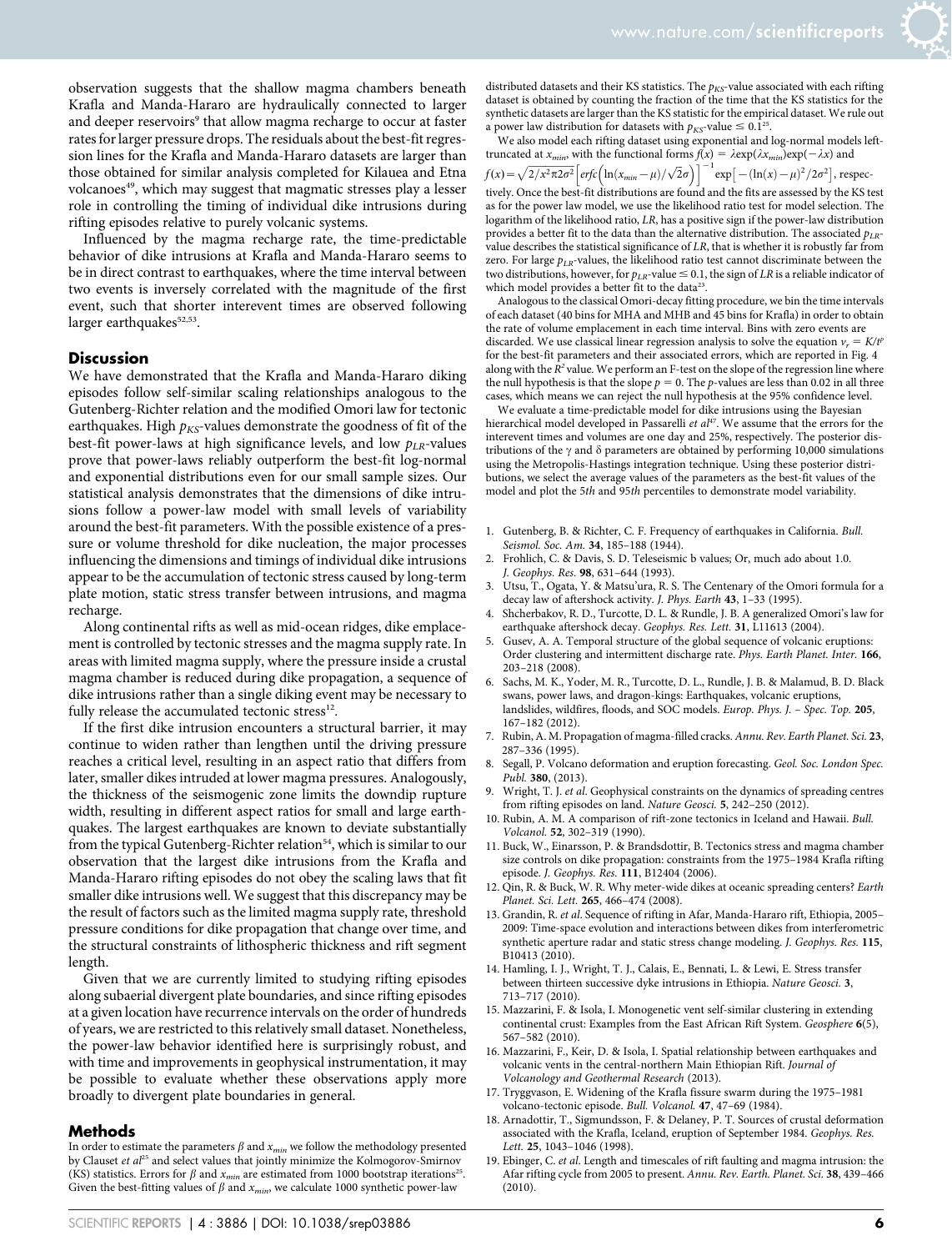observation suggests that the shallow magma chambers beneath Krafla and Manda-Hararo are hydraulically connected to larger and deeper reservoirs[9] that allow magma recharge to occur at faster rates for larger pressure drops. The residuals about the best-fit regression lines for the Krafla and Manda-Hararo datasets are larger than those obtained for similar analysis completed for Kilauea and Etna volcanoes[49], which may suggest that magmatic stresses play a lesser role in controlling the timing of individual dike intrusions during rifting episodes relative to purely volcanic systems.

Influenced by the magma recharge rate, the time-predictable behavior of dike intrusions at Krafla and Manda-Hararo seems to be in direct contrast to earthquakes, where the time interval between two events is inversely correlated with the magnitude of the first event, such that shorter interevent times are observed following larger earthquakes[52,53].

## Discussion

We have demonstrated that the Krafla and Manda-Hararo diking episodes follow self-similar scaling relationships analogous to the Gutenberg-Richter relation and the modified Omori law for tectonic earthquakes. High $p_{KS}$-values demonstrate the goodness of fit of the best-fit power-laws at high significance levels, and low $p_{LR}$-values prove that power-laws reliably outperform the best-fit log-normal and exponential distributions even for our small sample sizes. Our statistical analysis demonstrates that the dimensions of dike intrusions follow a power-law model with small levels of variability around the best-fit parameters. With the possible existence of a pressure or volume threshold for dike nucleation, the major processes influencing the dimensions and timings of individual dike intrusions appear to be the accumulation of tectonic stress caused by long-term plate motion, static stress transfer between intrusions, and magma recharge.

Along continental rifts as well as mid-ocean ridges, dike emplacement is controlled by tectonic stresses and the magma supply rate. In areas with limited magma supply, where the pressure inside a crustal magma chamber is reduced during dike propagation, a sequence of dike intrusions rather than a single diking event may be necessary to fully release the accumulated tectonic stress[12].

If the first dike intrusion encounters a structural barrier, it may continue to widen rather than lengthen until the driving pressure reaches a critical level, resulting in an aspect ratio that differs from later, smaller dikes intruded at lower magma pressures. Analogously, the thickness of the seismogenic zone limits the downdip rupture width, resulting in different aspect ratios for small and large earthquakes. The largest earthquakes are known to deviate substantially from the typical Gutenberg-Richter relation[54], which is similar to our observation that the largest dike intrusions from the Krafla and Manda-Hararo rifting episodes do not obey the scaling laws that fit smaller dike intrusions well. We suggest that this discrepancy may be the result of factors such as the limited magma supply rate, threshold pressure conditions for dike propagation that change over time, and the structural constraints of lithospheric thickness and rift segment length.

Given that we are currently limited to studying rifting episodes along subaerial divergent plate boundaries, and since rifting episodes at a given location have recurrence intervals on the order of hundreds of years, we are restricted to this relatively small dataset. Nonetheless, the power-law behavior identified here is surprisingly robust, and with time and improvements in geophysical instrumentation, it may be possible to evaluate whether these observations apply more broadly to divergent plate boundaries in general.

## Methods

In order to estimate the parameters $\beta$ and $x_{min}$ we follow the methodology presented by Clauset *et al*[25] and select values that jointly minimize the Kolmogorov-Smirnov (KS) statistics. Errors for $\beta$ and $x_{min}$ are estimated from 1000 bootstrap iterations[25]. Given the best-fitting values of $\beta$ and $x_{min}$, we calculate 1000 synthetic power-law distributed datasets and their KS statistics. The $p_{KS}$-value associated with each rifting dataset is obtained by counting the fraction of the time that the KS statistics for the synthetic datasets are larger than the KS statistic for the empirical dataset. We rule out a power law distribution for datasets with $p_{KS}$-value $\leq 0.1$[25].

We also model each rifting dataset using exponential and log-normal models left-truncated at $x_{min}$, with the functional forms $f(x) = \lambda \exp(\lambda x_{min})\exp(-\lambda x)$ and $f(x) = \sqrt{2/x^2\pi 2\sigma^2}\left[erfc\left(\ln(x_{min}-\mu)/\sqrt{2}\sigma\right)\right]^{-1}\exp\left[-(\ln(x)-\mu)^2/2\sigma^2\right]$, respectively. Once the best-fit distributions are found and the fits are assessed by the KS test as for the power law model, we use the likelihood ratio test for model selection. The logarithm of the likelihood ratio, $LR$, has a positive sign if the power-law distribution provides a better fit to the data than the alternative distribution. The associated $p_{LR}$-value describes the statistical significance of $LR$, that is whether it is robustly far from zero. For large $p_{LR}$-values, the likelihood ratio test cannot discriminate between the two distributions, however, for $p_{LR}$-value $\leq 0.1$, the sign of $LR$ is a reliable indicator of which model provides a better fit to the data[23].

Analogous to the classical Omori-decay fitting procedure, we bin the time intervals of each dataset (40 bins for MHA and MHB and 45 bins for Krafla) in order to obtain the rate of volume emplacement in each time interval. Bins with zero events are discarded. We use classical linear regression analysis to solve the equation $v_r = K/t^p$ for the best-fit parameters and their associated errors, which are reported in Fig. 4 along with the $R^2$ value. We perform an F-test on the slope of the regression line where the null hypothesis is that the slope $p = 0$. The $p$-values are less than 0.02 in all three cases, which means we can reject the null hypothesis at the 95% confidence level.

We evaluate a time-predictable model for dike intrusions using the Bayesian hierarchical model developed in Passarelli *et al*[47]. We assume that the errors for the interevent times and volumes are one day and 25%, respectively. The posterior distributions of the $\gamma$ and $\delta$ parameters are obtained by performing 10,000 simulations using the Metropolis-Hastings integration technique. Using these posterior distributions, we select the average values of the parameters as the best-fit values of the model and plot the 5*th* and 95*th* percentiles to demonstrate model variability.

1. Gutenberg, B. & Richter, C. F. Frequency of earthquakes in California. *Bull. Seismol. Soc. Am.* **34**, 185–188 (1944).
2. Frohlich, C. & Davis, S. D. Teleseismic b values; Or, much ado about 1.0. *J. Geophys. Res.* **98**, 631–644 (1993).
3. Utsu, T., Ogata, Y. & Matsu'ura, R. S. The Centenary of the Omori formula for a decay law of aftershock activity. *J. Phys. Earth* **43**, 1–33 (1995).
4. Shcherbakov, R. D., Turcotte, D. L. & Rundle, J. B. A generalized Omori's law for earthquake aftershock decay. *Geophys. Res. Lett.* **31**, L11613 (2004).
5. Gusev, A. A. Temporal structure of the global sequence of volcanic eruptions: Order clustering and intermittent discharge rate. *Phys. Earth Planet. Inter.* **166**, 203–218 (2008).
6. Sachs, M. K., Yoder, M. R., Turcotte, D. L., Rundle, J. B. & Malamud, B. D. Black swans, power laws, and dragon-kings: Earthquakes, volcanic eruptions, landslides, wildfires, floods, and SOC models. *Europ. Phys. J. – Spec. Top.* **205**, 167–182 (2012).
7. Rubin, A. M. Propagation of magma-filled cracks. *Annu. Rev. Earth Planet. Sci.* **23**, 287–336 (1995).
8. Segall, P. Volcano deformation and eruption forecasting. *Geol. Soc. London Spec. Publ.* **380**, (2013).
9. Wright, T. J. *et al*. Geophysical constraints on the dynamics of spreading centres from rifting episodes on land. *Nature Geosci.* **5**, 242–250 (2012).
10. Rubin, A. M. A comparison of rift-zone tectonics in Iceland and Hawaii. *Bull. Volcanol.* **52**, 302–319 (1990).
11. Buck, W., Einarsson, P. & Brandsdottir, B. Tectonics stress and magma chamber size controls on dike propagation: constraints from the 1975–1984 Krafla rifting episode. *J. Geophys. Res.* **111**, B12404 (2006).
12. Qin, R. & Buck, W. R. Why meter-wide dikes at oceanic spreading centers? *Earth Planet. Sci. Lett.* **265**, 466–474 (2008).
13. Grandin, R. *et al*. Sequence of rifting in Afar, Manda-Hararo rift, Ethiopia, 2005–2009: Time-space evolution and interactions between dikes from interferometric synthetic aperture radar and static stress change modeling. *J. Geophys. Res.* **115**, B10413 (2010).
14. Hamling, I. J., Wright, T. J., Calais, E., Bennati, L. & Lewi, E. Stress transfer between thirteen successive dyke intrusions in Ethiopia. *Nature Geosci.* **3**, 713–717 (2010).
15. Mazzarini, F. & Isola, I. Monogenetic vent self-similar clustering in extending continental crust: Examples from the East African Rift System. *Geosphere* **6**(5), 567–582 (2010).
16. Mazzarini, F., Keir, D. & Isola, I. Spatial relationship between earthquakes and volcanic vents in the central-northern Main Ethiopian Rift. *Journal of Volcanology and Geothermal Research* (2013).
17. Tryggvason, E. Widening of the Krafla fissure swarm during the 1975–1981 volcano-tectonic episode. *Bull. Volcanol.* **47**, 47–69 (1984).
18. Arnadottir, T., Sigmundsson, F. & Delaney, P. T. Sources of crustal deformation associated with the Krafla, Iceland, eruption of September 1984. *Geophys. Res. Lett.* **25**, 1043–1046 (1998).
19. Ebinger, C. *et al*. Length and timescales of rift faulting and magma intrusion: the Afar rifting cycle from 2005 to present. *Annu. Rev. Earth. Planet. Sci.* **38**, 439–466 (2010).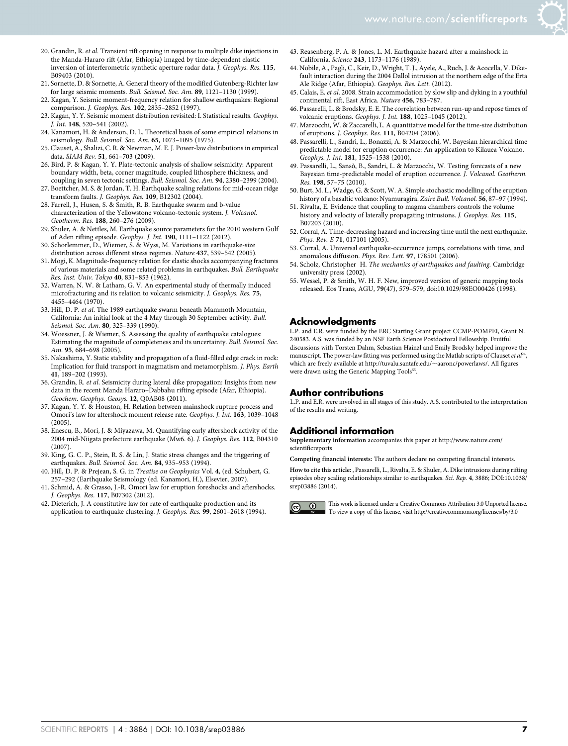20. Grandin, R. *et al*. Transient rift opening in response to multiple dike injections in the Manda-Hararo rift (Afar, Ethiopia) imaged by time-dependent elastic inversion of interferometric synthetic aperture radar data. *J. Geophys. Res.* **115**, B09403 (2010).
21. Sornette, D. & Sornette, A. General theory of the modified Gutenberg-Richter law for large seismic moments. *Bull. Seismol. Soc. Am.* **89**, 1121–1130 (1999).
22. Kagan, Y. Seismic moment-frequency relation for shallow earthquakes: Regional comparison. *J. Geophys. Res.* **102**, 2835–2852 (1997).
23. Kagan, Y. Y. Seismic moment distribution revisited: I. Statistical results. *Geophys. J. Int.* **148**, 520–541 (2002).
24. Kanamori, H. & Anderson, D. L. Theoretical basis of some empirical relations in seismology. *Bull. Seismol. Soc. Am.* **65**, 1073–1095 (1975).
25. Clauset, A., Shalizi, C. R. & Newman, M. E. J. Power-law distributions in empirical data. *SIAM Rev.* **51**, 661–703 (2009).
26. Bird, P. & Kagan, Y. Y. Plate-tectonic analysis of shallow seismicity: Apparent boundary width, beta, corner magnitude, coupled lithosphere thickness, and coupling in seven tectonic settings. *Bull. Seismol. Soc. Am.* **94**, 2380–2399 (2004).
27. Boettcher, M. S. & Jordan, T. H. Earthquake scaling relations for mid-ocean ridge transform faults. *J. Geophys. Res.* **109**, B12302 (2004).
28. Farrell, J., Husen, S. & Smith, R. B. Earthquake swarm and b-value characterization of the Yellowstone volcano-tectonic system. *J. Volcanol. Geotherm. Res.* **188**, 260–276 (2009).
29. Shuler, A. & Nettles, M. Earthquake source parameters for the 2010 western Gulf of Aden rifting episode. *Geophys. J. Int.* **190**, 1111–1122 (2012).
30. Schorlemmer, D., Wiemer, S. & Wyss, M. Variations in earthquake-size distribution across different stress regimes. *Nature* **437**, 539–542 (2005).
31. Mogi, K. Magnitude-frequency relation for elastic shocks accompanying fractures of various materials and some related problems in earthquakes. *Bull. Earthquake Res. Inst. Univ. Tokyo* **40**, 831–853 (1962).
32. Warren, N. W. & Latham, G. V. An experimental study of thermally induced microfracturing and its relation to volcanic seismicity. *J. Geophys. Res.* **75**, 4455–4464 (1970).
33. Hill, D. P. *et al*. The 1989 earthquake swarm beneath Mammoth Mountain, California: An initial look at the 4 May through 30 September activity. *Bull. Seismol. Soc. Am.* **80**, 325–339 (1990).
34. Woessner, J. & Wiemer, S. Assessing the quality of earthquake catalogues: Estimating the magnitude of completeness and its uncertainty. *Bull. Seismol. Soc. Am.* **95**, 684–698 (2005).
35. Nakashima, Y. Static stability and propagation of a fluid-filled edge crack in rock: Implication for fluid transport in magmatism and metamorphism. *J. Phys. Earth* **41**, 189–202 (1993).
36. Grandin, R. *et al*. Seismicity during lateral dike propagation: Insights from new data in the recent Manda Hararo–Dabbahu rifting episode (Afar, Ethiopia). *Geochem. Geophys. Geosys.* **12**, Q0AB08 (2011).
37. Kagan, Y. Y. & Houston, H. Relation between mainshock rupture process and Omori's law for aftershock moment release rate. *Geophys. J. Int.* **163**, 1039–1048 (2005).
38. Enescu, B., Mori, J. & Miyazawa, M. Quantifying early aftershock activity of the 2004 mid-Niigata prefecture earthquake (Mw6. 6). *J. Geophys. Res.* **112**, B04310 (2007).
39. King, G. C. P., Stein, R. S. & Lin, J. Static stress changes and the triggering of earthquakes. *Bull. Seismol. Soc. Am.* **84**, 935–953 (1994).
40. Hill, D. P. & Prejean, S. G. in *Treatise on Geophysics* Vol. **4**, (ed. Schubert, G. 257–292 (Earthquake Seismology (ed. Kanamori, H.), Elsevier, 2007).
41. Schmid, A. & Grasso, J.-R. Omori law for eruption foreshocks and aftershocks. *J. Geophys. Res.* **117**, B07302 (2012).
42. Dieterich, J. A constitutive law for rate of earthquake production and its application to earthquake clustering. *J. Geophys. Res.* **99**, 2601–2618 (1994).
43. Reasenberg, P. A. & Jones, L. M. Earthquake hazard after a mainshock in California. *Science* **243**, 1173–1176 (1989).
44. Nobile, A., Pagli, C., Keir, D., Wright, T. J., Ayele, A., Ruch, J. & Acocella, V. Dike-fault interaction during the 2004 Dallol intrusion at the northern edge of the Erta Ale Ridge (Afar, Ethiopia). *Geophys. Res. Lett.* (2012).
45. Calais, E. *et al*. 2008. Strain accommodation by slow slip and dyking in a youthful continental rift, East Africa. *Nature* **456**, 783–787.
46. Passarelli, L. & Brodsky, E. E. The correlation between run-up and repose times of volcanic eruptions. *Geophys. J. Int.* **188**, 1025–1045 (2012).
47. Marzocchi, W. & Zaccarelli, L. A quantitative model for the time-size distribution of eruptions. *J. Geophys. Res.* **111**, B04204 (2006).
48. Passarelli, L., Sandri, L., Bonazzi, A. & Marzocchi, W. Bayesian hierarchical time predictable model for eruption occurrence: An application to Kilauea Volcano. *Geophys. J. Int.* **181**, 1525–1538 (2010).
49. Passarelli, L., Sansò, B., Sandri, L. & Marzocchi, W. Testing forecasts of a new Bayesian time-predictable model of eruption occurrence. *J. Volcanol. Geotherm. Res.* **198**, 57–75 (2010).
50. Burt, M. L., Wadge, G. & Scott, W. A. Simple stochastic modelling of the eruption history of a basaltic volcano: Nyamuragira. *Zaire Bull. Volcanol.* **56**, 87–97 (1994).
51. Rivalta, E. Evidence that coupling to magma chambers controls the volume history and velocity of laterally propagating intrusions. *J. Geophys. Res.* **115**, B07203 (2010).
52. Corral, A. Time-decreasing hazard and increasing time until the next earthquake. *Phys. Rev. E* **71**, 017101 (2005).
53. Corral, A. Universal earthquake-occurrence jumps, correlations with time, and anomalous diffusion. *Phys. Rev. Lett.* **97**, 178501 (2006).
54. Scholz, Christopher H. *The mechanics of earthquakes and faulting.* Cambridge university press (2002).
55. Wessel, P. & Smith, W. H. F. New, improved version of generic mapping tools released. Eos Trans, AGU, **79**(47), 579–579, doi:10.1029/98EO00426 (1998).

## Acknowledgments

L.P. and E.R. were funded by the ERC Starting Grant project CCMP-POMPEI, Grant N. 240583. A.S. was funded by an NSF Earth Science Postdoctoral Fellowship. Fruitful discussions with Torsten Dahm, Sebastian Hainzl and Emily Brodsky helped improve the manuscript. The power-law fitting was performed using the Matlab scripts of Clauset *et al*[24], which are freely available at http://tuvalu.santafe.edu/~aaronc/powerlaws/. All figures were drawn using the Generic Mapping Tools[55].

## Author contributions

L.P. and E.R. were involved in all stages of this study. A.S. contributed to the interpretation of the results and writing.

## Additional information

**Supplementary information** accompanies this paper at http://www.nature.com/scientificreports

**Competing financial interests:** The authors declare no competing financial interests.

**How to cite this article:** , Passarelli, L., Rivalta, E. & Shuler, A. Dike intrusions during rifting episodes obey scaling relationships similar to earthquakes. *Sci. Rep.* **4**, 3886; DOI:10.1038/srep03886 (2014).

This work is licensed under a Creative Commons Attribution 3.0 Unported license. To view a copy of this license, visit http://creativecommons.org/licenses/by/3.0